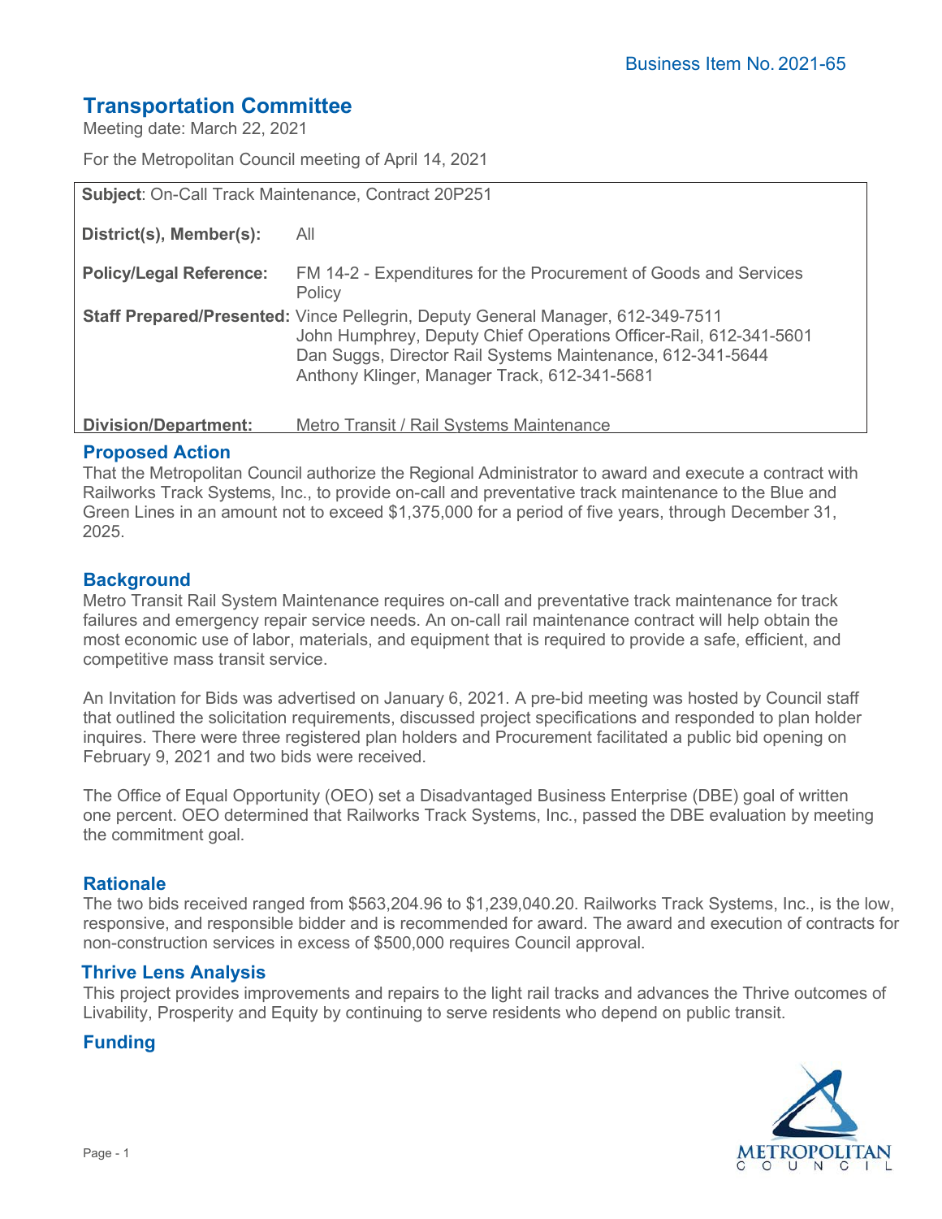Business Item No. 2021-65

# Transportation Committee

Meeting date: March 22, 2021

For the Metropolitan Council meeting of April 14, 2021

**Subject**: On-Call Track Maintenance, Contract 20P251

| | |
|---|---|
| **District(s), Member(s):** | All |
| **Policy/Legal Reference:** | FM 14-2 - Expenditures for the Procurement of Goods and Services Policy |
| **Staff Prepared/Presented:** | Vince Pellegrin, Deputy General Manager, 612-349-7511<br>John Humphrey, Deputy Chief Operations Officer-Rail, 612-341-5601<br>Dan Suggs, Director Rail Systems Maintenance, 612-341-5644<br>Anthony Klinger, Manager Track, 612-341-5681 |
| **Division/Department:** | Metro Transit / Rail Systems Maintenance |

## Proposed Action

That the Metropolitan Council authorize the Regional Administrator to award and execute a contract with Railworks Track Systems, Inc., to provide on-call and preventative track maintenance to the Blue and Green Lines in an amount not to exceed $1,375,000 for a period of five years, through December 31, 2025.

## Background

Metro Transit Rail System Maintenance requires on-call and preventative track maintenance for track failures and emergency repair service needs. An on-call rail maintenance contract will help obtain the most economic use of labor, materials, and equipment that is required to provide a safe, efficient, and competitive mass transit service.

An Invitation for Bids was advertised on January 6, 2021. A pre-bid meeting was hosted by Council staff that outlined the solicitation requirements, discussed project specifications and responded to plan holder inquires. There were three registered plan holders and Procurement facilitated a public bid opening on February 9, 2021 and two bids were received.

The Office of Equal Opportunity (OEO) set a Disadvantaged Business Enterprise (DBE) goal of written one percent. OEO determined that Railworks Track Systems, Inc., passed the DBE evaluation by meeting the commitment goal.

## Rationale

The two bids received ranged from $563,204.96 to $1,239,040.20. Railworks Track Systems, Inc., is the low, responsive, and responsible bidder and is recommended for award. The award and execution of contracts for non-construction services in excess of $500,000 requires Council approval.

## Thrive Lens Analysis

This project provides improvements and repairs to the light rail tracks and advances the Thrive outcomes of Livability, Prosperity and Equity by continuing to serve residents who depend on public transit.

## Funding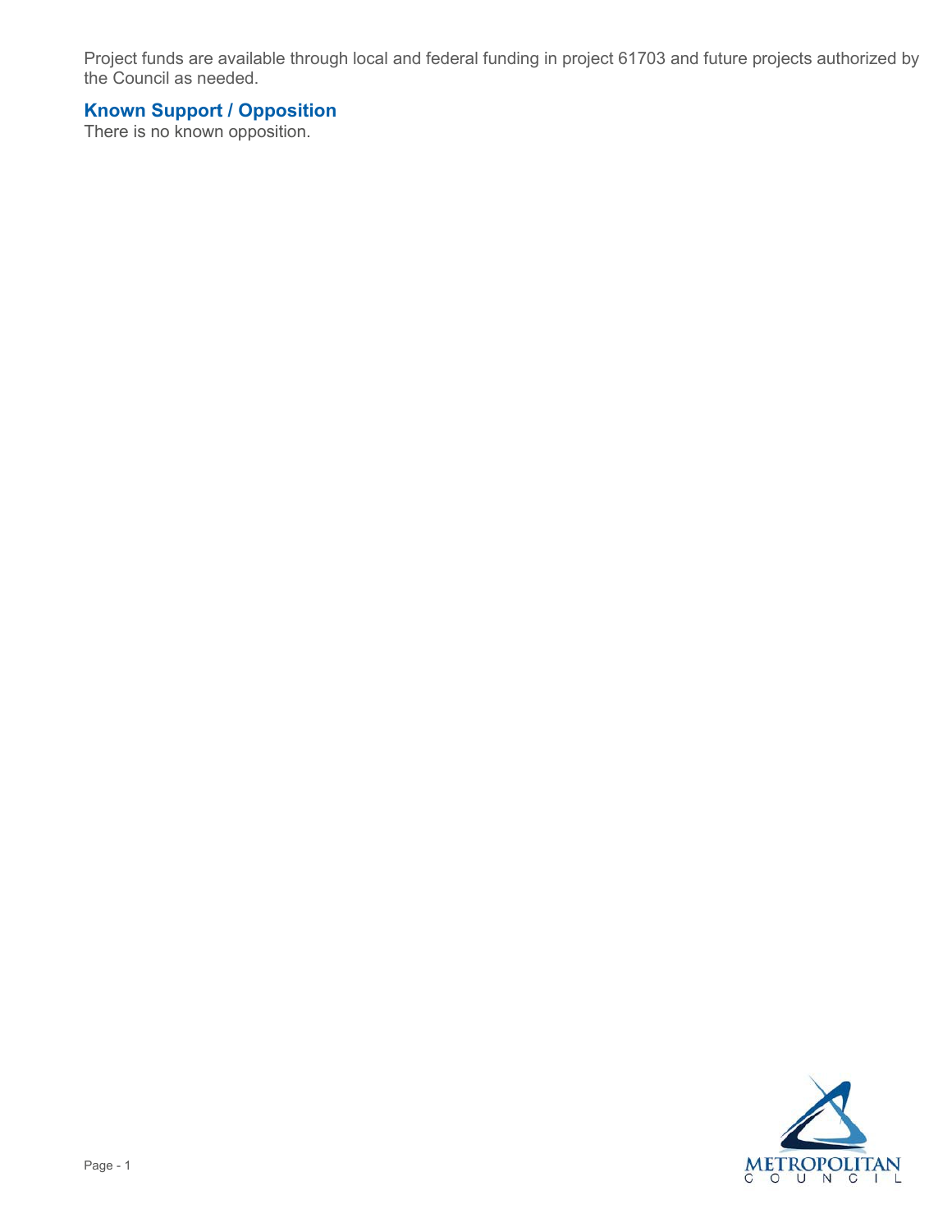Project funds are available through local and federal funding in project 61703 and future projects authorized by the Council as needed.

### Known Support / Opposition

There is no known opposition.